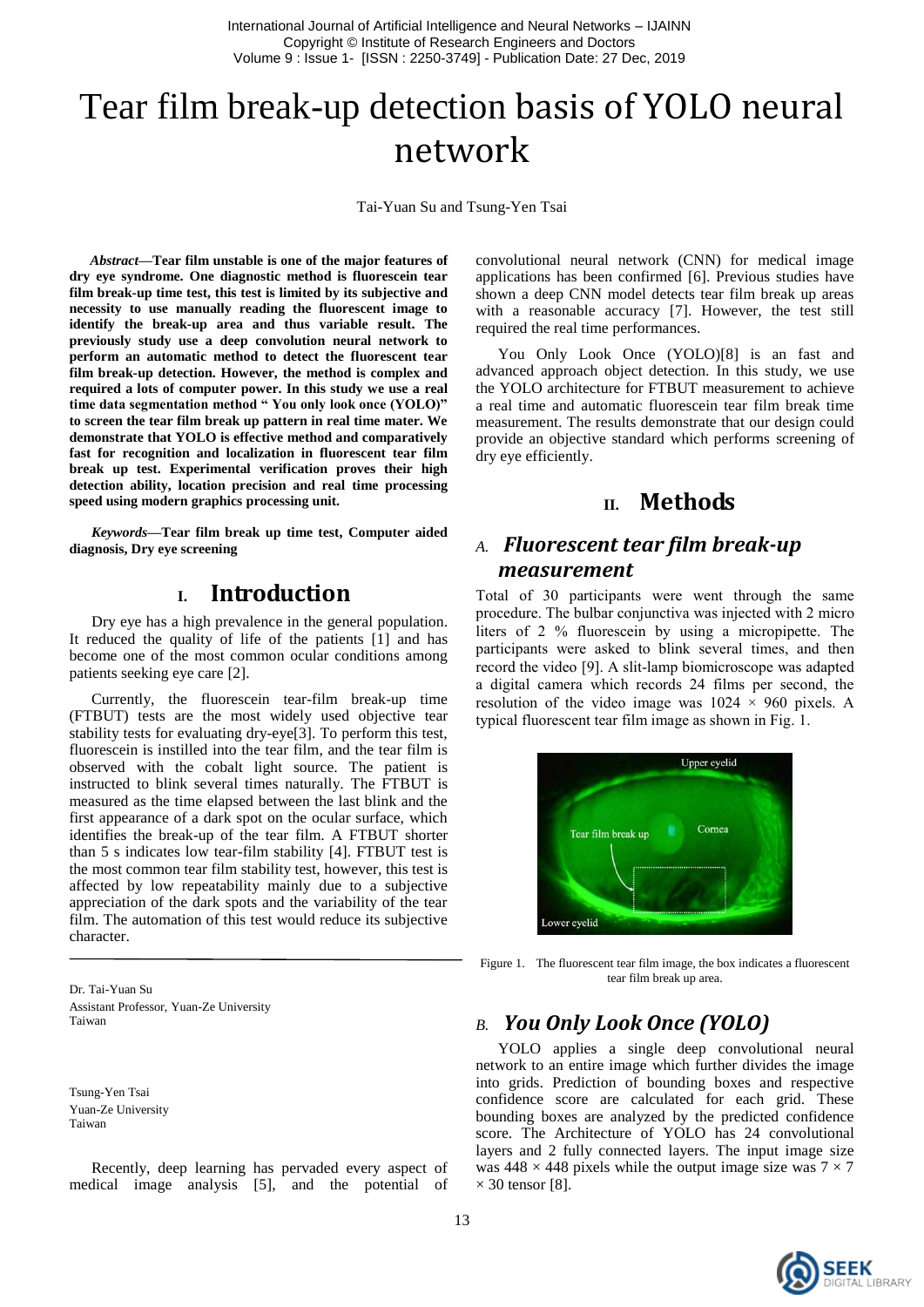# Tear film break-up detection basis of YOLO neural network

Tai-Yuan Su and Tsung-Yen Tsai

***Abstract*****—Tear film unstable is one of the major features of dry eye syndrome. One diagnostic method is fluorescein tear film break-up time test, this test is limited by its subjective and necessity to use manually reading the fluorescent image to identify the break-up area and thus variable result. The previously study use a deep convolution neural network to perform an automatic method to detect the fluorescent tear film break-up detection. However, the method is complex and required a lots of computer power. In this study we use a real time data segmentation method " You only look once (YOLO)" to screen the tear film break up pattern in real time mater. We demonstrate that YOLO is effective method and comparatively fast for recognition and localization in fluorescent tear film break up test. Experimental verification proves their high detection ability, location precision and real time processing speed using modern graphics processing unit.**

***Keywords*****—Tear film break up time test, Computer aided diagnosis, Dry eye screening**

## I. Introduction

Dry eye has a high prevalence in the general population. It reduced the quality of life of the patients [1] and has become one of the most common ocular conditions among patients seeking eye care [2].

Currently, the fluorescein tear-film break-up time (FTBUT) tests are the most widely used objective tear stability tests for evaluating dry-eye[3]. To perform this test, fluorescein is instilled into the tear film, and the tear film is observed with the cobalt light source. The patient is instructed to blink several times naturally. The FTBUT is measured as the time elapsed between the last blink and the first appearance of a dark spot on the ocular surface, which identifies the break-up of the tear film. A FTBUT shorter than 5 s indicates low tear-film stability [4]. FTBUT test is the most common tear film stability test, however, this test is affected by low repeatability mainly due to a subjective appreciation of the dark spots and the variability of the tear film. The automation of this test would reduce its subjective character.

Dr. Tai-Yuan Su
Assistant Professor, Yuan-Ze University
Taiwan

Tsung-Yen Tsai
Yuan-Ze University
Taiwan

Recently, deep learning has pervaded every aspect of medical image analysis [5], and the potential of convolutional neural network (CNN) for medical image applications has been confirmed [6]. Previous studies have shown a deep CNN model detects tear film break up areas with a reasonable accuracy [7]. However, the test still required the real time performances.

You Only Look Once (YOLO)[8] is an fast and advanced approach object detection. In this study, we use the YOLO architecture for FTBUT measurement to achieve a real time and automatic fluorescein tear film break time measurement. The results demonstrate that our design could provide an objective standard which performs screening of dry eye efficiently.

## II. Methods

### A. *Fluorescent tear film break-up measurement*

Total of 30 participants were went through the same procedure. The bulbar conjunctiva was injected with 2 micro liters of 2 % fluorescein by using a micropipette. The participants were asked to blink several times, and then record the video [9]. A slit-lamp biomicroscope was adapted a digital camera which records 24 films per second, the resolution of the video image was $1024 \times 960$ pixels. A typical fluorescent tear film image as shown in Fig. 1.

Figure 1. The fluorescent tear film image, the box indicates a fluorescent tear film break up area.

### B. *You Only Look Once (YOLO)*

YOLO applies a single deep convolutional neural network to an entire image which further divides the image into grids. Prediction of bounding boxes and respective confidence score are calculated for each grid. These bounding boxes are analyzed by the predicted confidence score. The Architecture of YOLO has 24 convolutional layers and 2 fully connected layers. The input image size was $448 \times 448$ pixels while the output image size was $7 \times 7 \times 30$ tensor [8].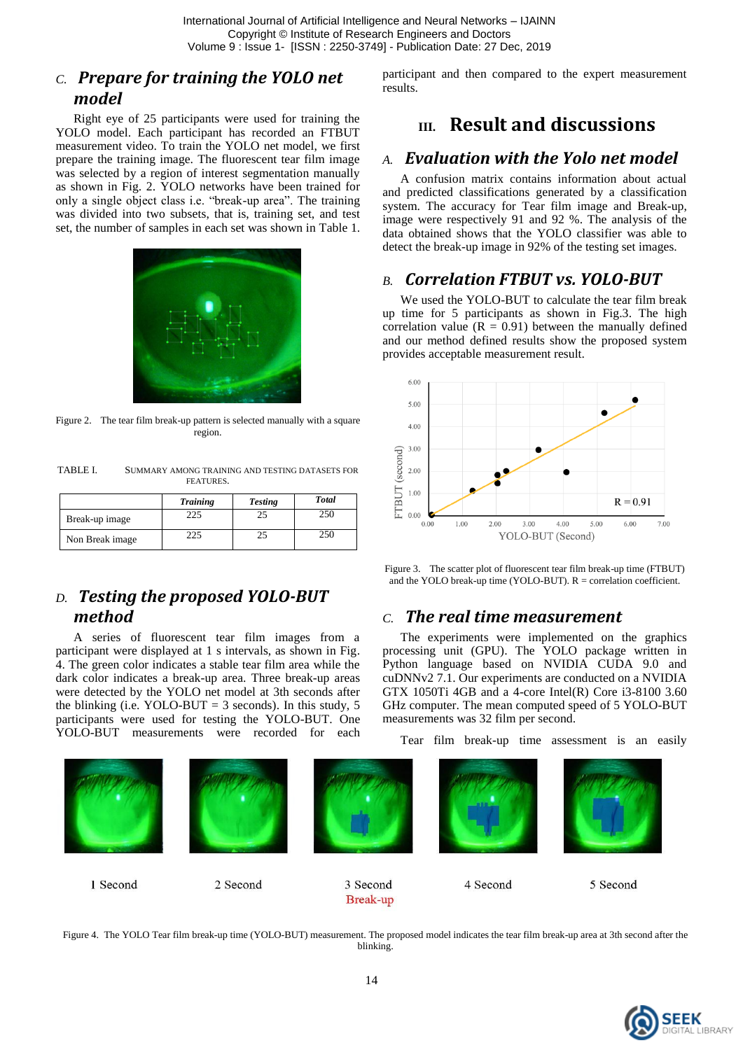### C. *Prepare for training the YOLO net model*

Right eye of 25 participants were used for training the YOLO model. Each participant has recorded an FTBUT measurement video. To train the YOLO net model, we first prepare the training image. The fluorescent tear film image was selected by a region of interest segmentation manually as shown in Fig. 2. YOLO networks have been trained for only a single object class i.e. "break-up area". The training was divided into two subsets, that is, training set, and test set, the number of samples in each set was shown in Table 1.

Figure 2. The tear film break-up pattern is selected manually with a square region.

TABLE I. SUMMARY AMONG TRAINING AND TESTING DATASETS FOR FEATURES.

| | *Training* | *Testing* | *Total* |
|---|---|---|---|
| Break-up image | 225 | 25 | 250 |
| Non Break image | 225 | 25 | 250 |

### D. *Testing the proposed YOLO-BUT method*

A series of fluorescent tear film images from a participant were displayed at 1 s intervals, as shown in Fig. 4. The green color indicates a stable tear film area while the dark color indicates a break-up area. Three break-up areas were detected by the YOLO net model at 3th seconds after the blinking (i.e. YOLO-BUT = 3 seconds). In this study, 5 participants were used for testing the YOLO-BUT. One YOLO-BUT measurements were recorded for each participant and then compared to the expert measurement results.

## III. Result and discussions

### A. *Evaluation with the Yolo net model*

A confusion matrix contains information about actual and predicted classifications generated by a classification system. The accuracy for Tear film image and Break-up, image were respectively 91 and 92 %. The analysis of the data obtained shows that the YOLO classifier was able to detect the break-up image in 92% of the testing set images.

### B. *Correlation FTBUT vs. YOLO-BUT*

We used the YOLO-BUT to calculate the tear film break up time for 5 participants as shown in Fig.3. The high correlation value (R = 0.91) between the manually defined and our method defined results show the proposed system provides acceptable measurement result.

Figure 3. The scatter plot of fluorescent tear film break-up time (FTBUT) and the YOLO break-up time (YOLO-BUT). R = correlation coefficient.

### C. *The real time measurement*

The experiments were implemented on the graphics processing unit (GPU). The YOLO package written in Python language based on NVIDIA CUDA 9.0 and cuDNNv2 7.1. Our experiments are conducted on a NVIDIA GTX 1050Ti 4GB and a 4-core Intel(R) Core i3-8100 3.60 GHz computer. The mean computed speed of 5 YOLO-BUT measurements was 32 film per second.

Tear film break-up time assessment is an easily

1 Second 2 Second 3 Second Break-up 4 Second 5 Second

Figure 4. The YOLO Tear film break-up time (YOLO-BUT) measurement. The proposed model indicates the tear film break-up area at 3th second after the blinking.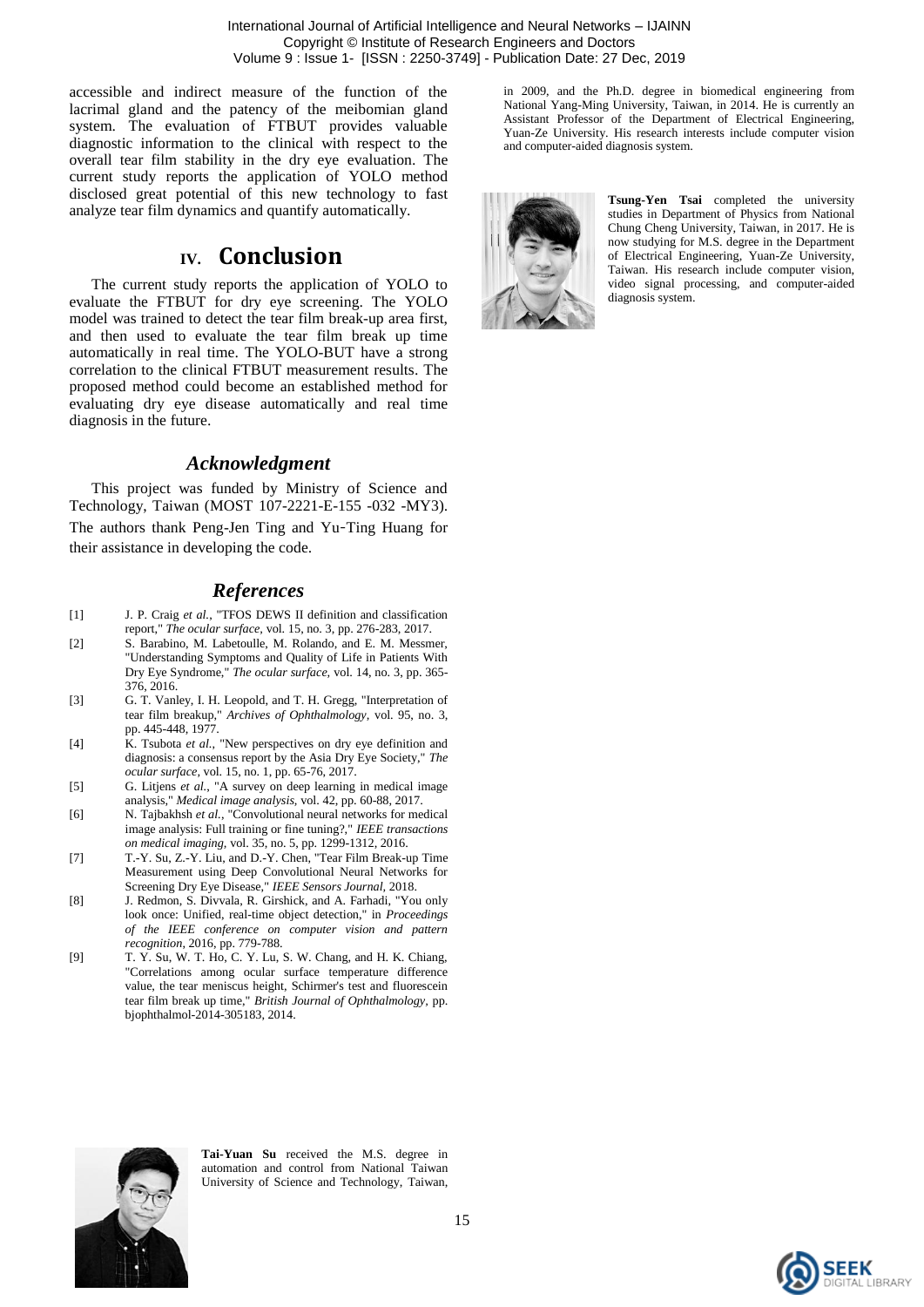accessible and indirect measure of the function of the lacrimal gland and the patency of the meibomian gland system. The evaluation of FTBUT provides valuable diagnostic information to the clinical with respect to the overall tear film stability in the dry eye evaluation. The current study reports the application of YOLO method disclosed great potential of this new technology to fast analyze tear film dynamics and quantify automatically.

## IV. Conclusion

The current study reports the application of YOLO to evaluate the FTBUT for dry eye screening. The YOLO model was trained to detect the tear film break-up area first, and then used to evaluate the tear film break up time automatically in real time. The YOLO-BUT have a strong correlation to the clinical FTBUT measurement results. The proposed method could become an established method for evaluating dry eye disease automatically and real time diagnosis in the future.

## *Acknowledgment*

This project was funded by Ministry of Science and Technology, Taiwan (MOST 107-2221-E-155 -032 -MY3). The authors thank Peng-Jen Ting and Yu-Ting Huang for their assistance in developing the code.

## *References*

[1] J. P. Craig *et al.*, "TFOS DEWS II definition and classification report," *The ocular surface*, vol. 15, no. 3, pp. 276-283, 2017.

[2] S. Barabino, M. Labetoulle, M. Rolando, and E. M. Messmer, "Understanding Symptoms and Quality of Life in Patients With Dry Eye Syndrome," *The ocular surface*, vol. 14, no. 3, pp. 365-376, 2016.

[3] G. T. Vanley, I. H. Leopold, and T. H. Gregg, "Interpretation of tear film breakup," *Archives of Ophthalmology*, vol. 95, no. 3, pp. 445-448, 1977.

[4] K. Tsubota *et al.*, "New perspectives on dry eye definition and diagnosis: a consensus report by the Asia Dry Eye Society," *The ocular surface*, vol. 15, no. 1, pp. 65-76, 2017.

[5] G. Litjens *et al.*, "A survey on deep learning in medical image analysis," *Medical image analysis*, vol. 42, pp. 60-88, 2017.

[6] N. Tajbakhsh *et al.*, "Convolutional neural networks for medical image analysis: Full training or fine tuning?," *IEEE transactions on medical imaging*, vol. 35, no. 5, pp. 1299-1312, 2016.

[7] T.-Y. Su, Z.-Y. Liu, and D.-Y. Chen, "Tear Film Break-up Time Measurement using Deep Convolutional Neural Networks for Screening Dry Eye Disease," *IEEE Sensors Journal*, 2018.

[8] J. Redmon, S. Divvala, R. Girshick, and A. Farhadi, "You only look once: Unified, real-time object detection," in *Proceedings of the IEEE conference on computer vision and pattern recognition*, 2016, pp. 779-788.

[9] T. Y. Su, W. T. Ho, C. Y. Lu, S. W. Chang, and H. K. Chiang, "Correlations among ocular surface temperature difference value, the tear meniscus height, Schirmer's test and fluorescein tear film break up time," *British Journal of Ophthalmology*, pp. bjophthalmol-2014-305183, 2014.

**Tai-Yuan Su** received the M.S. degree in automation and control from National Taiwan University of Science and Technology, Taiwan, in 2009, and the Ph.D. degree in biomedical engineering from National Yang-Ming University, Taiwan, in 2014. He is currently an Assistant Professor of the Department of Electrical Engineering, Yuan-Ze University. His research interests include computer vision and computer-aided diagnosis system.

**Tsung-Yen Tsai** completed the university studies in Department of Physics from National Chung Cheng University, Taiwan, in 2017. He is now studying for M.S. degree in the Department of Electrical Engineering, Yuan-Ze University, Taiwan. His research include computer vision, video signal processing, and computer-aided diagnosis system.